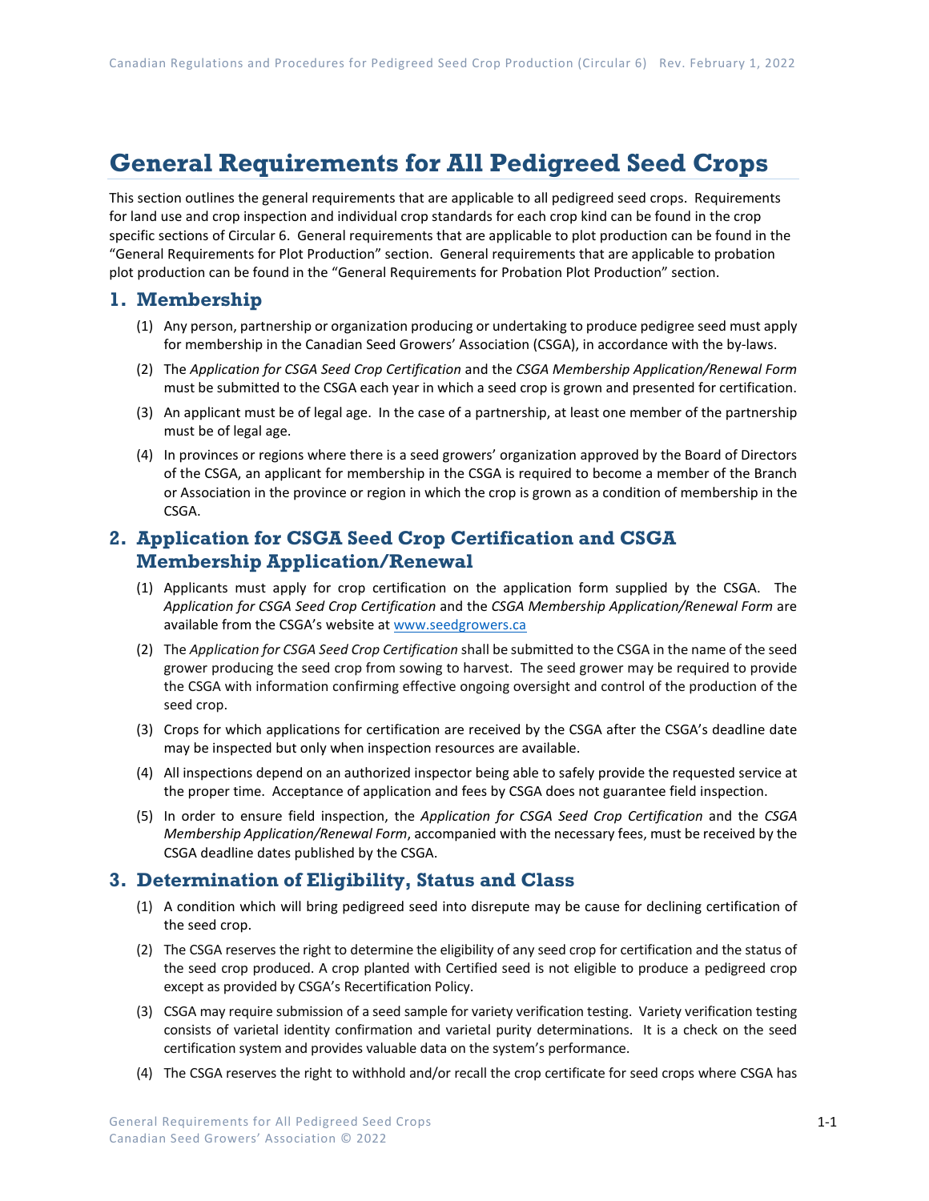# General Requirements for All Pedigreed Seed Crops

This section outlines the general requirements that are applicable to all pedigreed seed crops. Requirements for land use and crop inspection and individual crop standards for each crop kind can be found in the crop specific sections of Circular 6. General requirements that are applicable to plot production can be found in the "General Requirements for Plot Production" section. General requirements that are applicable to probation plot production can be found in the "General Requirements for Probation Plot Production" section.

## 1. Membership

(1) Any person, partnership or organization producing or undertaking to produce pedigree seed must apply for membership in the Canadian Seed Growers' Association (CSGA), in accordance with the by-laws.

(2) The *Application for CSGA Seed Crop Certification* and the *CSGA Membership Application/Renewal Form* must be submitted to the CSGA each year in which a seed crop is grown and presented for certification.

(3) An applicant must be of legal age. In the case of a partnership, at least one member of the partnership must be of legal age.

(4) In provinces or regions where there is a seed growers' organization approved by the Board of Directors of the CSGA, an applicant for membership in the CSGA is required to become a member of the Branch or Association in the province or region in which the crop is grown as a condition of membership in the CSGA.

## 2. Application for CSGA Seed Crop Certification and CSGA Membership Application/Renewal

(1) Applicants must apply for crop certification on the application form supplied by the CSGA. The *Application for CSGA Seed Crop Certification* and the *CSGA Membership Application/Renewal Form* are available from the CSGA's website at www.seedgrowers.ca

(2) The *Application for CSGA Seed Crop Certification* shall be submitted to the CSGA in the name of the seed grower producing the seed crop from sowing to harvest. The seed grower may be required to provide the CSGA with information confirming effective ongoing oversight and control of the production of the seed crop.

(3) Crops for which applications for certification are received by the CSGA after the CSGA's deadline date may be inspected but only when inspection resources are available.

(4) All inspections depend on an authorized inspector being able to safely provide the requested service at the proper time. Acceptance of application and fees by CSGA does not guarantee field inspection.

(5) In order to ensure field inspection, the *Application for CSGA Seed Crop Certification* and the *CSGA Membership Application/Renewal Form*, accompanied with the necessary fees, must be received by the CSGA deadline dates published by the CSGA.

## 3. Determination of Eligibility, Status and Class

(1) A condition which will bring pedigreed seed into disrepute may be cause for declining certification of the seed crop.

(2) The CSGA reserves the right to determine the eligibility of any seed crop for certification and the status of the seed crop produced. A crop planted with Certified seed is not eligible to produce a pedigreed crop except as provided by CSGA's Recertification Policy.

(3) CSGA may require submission of a seed sample for variety verification testing. Variety verification testing consists of varietal identity confirmation and varietal purity determinations. It is a check on the seed certification system and provides valuable data on the system's performance.

(4) The CSGA reserves the right to withhold and/or recall the crop certificate for seed crops where CSGA has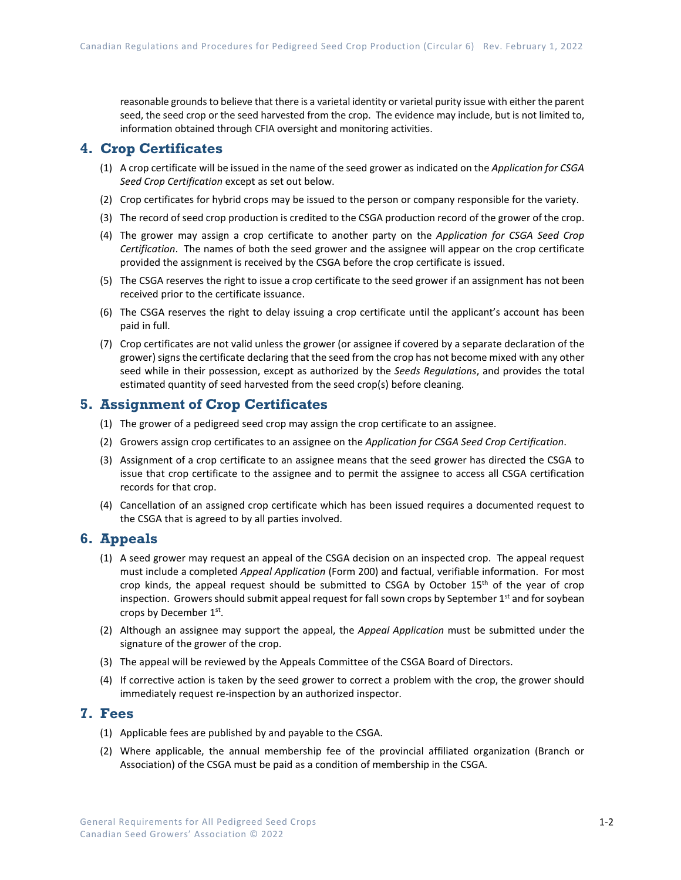reasonable grounds to believe that there is a varietal identity or varietal purity issue with either the parent seed, the seed crop or the seed harvested from the crop. The evidence may include, but is not limited to, information obtained through CFIA oversight and monitoring activities.

## 4. Crop Certificates

(1) A crop certificate will be issued in the name of the seed grower as indicated on the *Application for CSGA Seed Crop Certification* except as set out below.

(2) Crop certificates for hybrid crops may be issued to the person or company responsible for the variety.

(3) The record of seed crop production is credited to the CSGA production record of the grower of the crop.

(4) The grower may assign a crop certificate to another party on the *Application for CSGA Seed Crop Certification*. The names of both the seed grower and the assignee will appear on the crop certificate provided the assignment is received by the CSGA before the crop certificate is issued.

(5) The CSGA reserves the right to issue a crop certificate to the seed grower if an assignment has not been received prior to the certificate issuance.

(6) The CSGA reserves the right to delay issuing a crop certificate until the applicant's account has been paid in full.

(7) Crop certificates are not valid unless the grower (or assignee if covered by a separate declaration of the grower) signs the certificate declaring that the seed from the crop has not become mixed with any other seed while in their possession, except as authorized by the *Seeds Regulations*, and provides the total estimated quantity of seed harvested from the seed crop(s) before cleaning.

## 5. Assignment of Crop Certificates

(1) The grower of a pedigreed seed crop may assign the crop certificate to an assignee.

(2) Growers assign crop certificates to an assignee on the *Application for CSGA Seed Crop Certification*.

(3) Assignment of a crop certificate to an assignee means that the seed grower has directed the CSGA to issue that crop certificate to the assignee and to permit the assignee to access all CSGA certification records for that crop.

(4) Cancellation of an assigned crop certificate which has been issued requires a documented request to the CSGA that is agreed to by all parties involved.

## 6. Appeals

(1) A seed grower may request an appeal of the CSGA decision on an inspected crop. The appeal request must include a completed *Appeal Application* (Form 200) and factual, verifiable information. For most crop kinds, the appeal request should be submitted to CSGA by October 15th of the year of crop inspection. Growers should submit appeal request for fall sown crops by September 1st and for soybean crops by December 1st.

(2) Although an assignee may support the appeal, the *Appeal Application* must be submitted under the signature of the grower of the crop.

(3) The appeal will be reviewed by the Appeals Committee of the CSGA Board of Directors.

(4) If corrective action is taken by the seed grower to correct a problem with the crop, the grower should immediately request re-inspection by an authorized inspector.

## 7. Fees

(1) Applicable fees are published by and payable to the CSGA.

(2) Where applicable, the annual membership fee of the provincial affiliated organization (Branch or Association) of the CSGA must be paid as a condition of membership in the CSGA.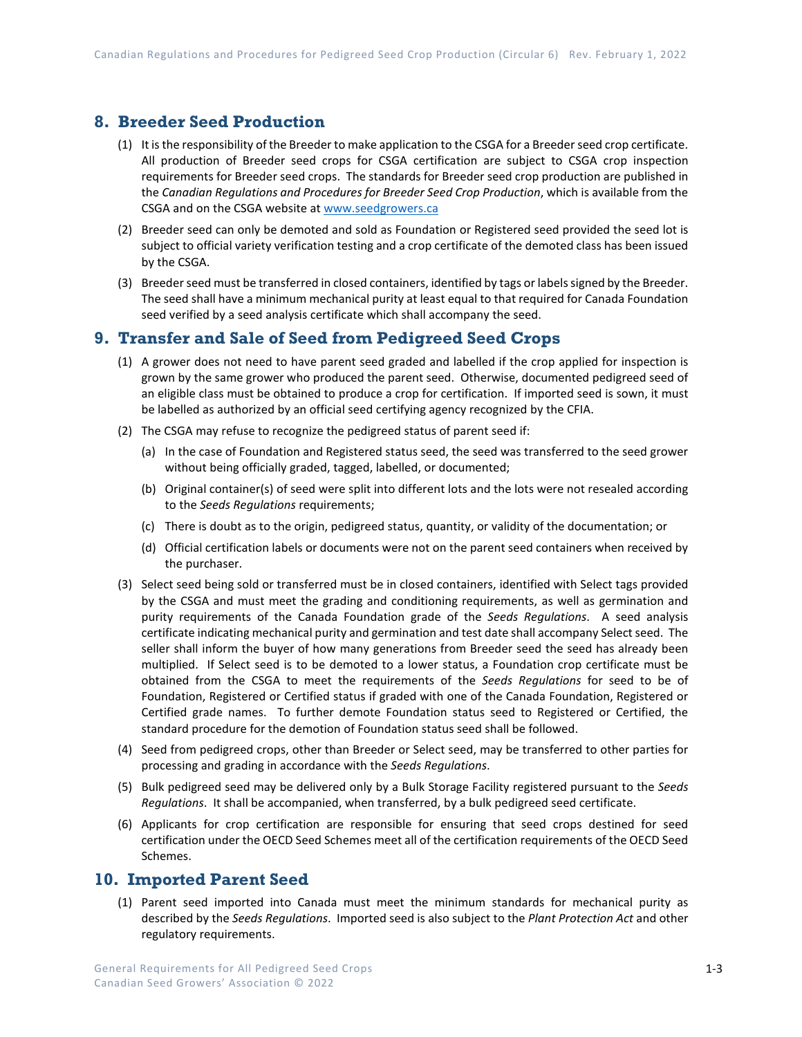## 8. Breeder Seed Production

(1) It is the responsibility of the Breeder to make application to the CSGA for a Breeder seed crop certificate. All production of Breeder seed crops for CSGA certification are subject to CSGA crop inspection requirements for Breeder seed crops. The standards for Breeder seed crop production are published in the *Canadian Regulations and Procedures for Breeder Seed Crop Production*, which is available from the CSGA and on the CSGA website at www.seedgrowers.ca

(2) Breeder seed can only be demoted and sold as Foundation or Registered seed provided the seed lot is subject to official variety verification testing and a crop certificate of the demoted class has been issued by the CSGA.

(3) Breeder seed must be transferred in closed containers, identified by tags or labels signed by the Breeder. The seed shall have a minimum mechanical purity at least equal to that required for Canada Foundation seed verified by a seed analysis certificate which shall accompany the seed.

## 9. Transfer and Sale of Seed from Pedigreed Seed Crops

(1) A grower does not need to have parent seed graded and labelled if the crop applied for inspection is grown by the same grower who produced the parent seed. Otherwise, documented pedigreed seed of an eligible class must be obtained to produce a crop for certification. If imported seed is sown, it must be labelled as authorized by an official seed certifying agency recognized by the CFIA.

(2) The CSGA may refuse to recognize the pedigreed status of parent seed if:

(a) In the case of Foundation and Registered status seed, the seed was transferred to the seed grower without being officially graded, tagged, labelled, or documented;

(b) Original container(s) of seed were split into different lots and the lots were not resealed according to the *Seeds Regulations* requirements;

(c) There is doubt as to the origin, pedigreed status, quantity, or validity of the documentation; or

(d) Official certification labels or documents were not on the parent seed containers when received by the purchaser.

(3) Select seed being sold or transferred must be in closed containers, identified with Select tags provided by the CSGA and must meet the grading and conditioning requirements, as well as germination and purity requirements of the Canada Foundation grade of the *Seeds Regulations*. A seed analysis certificate indicating mechanical purity and germination and test date shall accompany Select seed. The seller shall inform the buyer of how many generations from Breeder seed the seed has already been multiplied. If Select seed is to be demoted to a lower status, a Foundation crop certificate must be obtained from the CSGA to meet the requirements of the *Seeds Regulations* for seed to be of Foundation, Registered or Certified status if graded with one of the Canada Foundation, Registered or Certified grade names. To further demote Foundation status seed to Registered or Certified, the standard procedure for the demotion of Foundation status seed shall be followed.

(4) Seed from pedigreed crops, other than Breeder or Select seed, may be transferred to other parties for processing and grading in accordance with the *Seeds Regulations*.

(5) Bulk pedigreed seed may be delivered only by a Bulk Storage Facility registered pursuant to the *Seeds Regulations*. It shall be accompanied, when transferred, by a bulk pedigreed seed certificate.

(6) Applicants for crop certification are responsible for ensuring that seed crops destined for seed certification under the OECD Seed Schemes meet all of the certification requirements of the OECD Seed Schemes.

## 10. Imported Parent Seed

(1) Parent seed imported into Canada must meet the minimum standards for mechanical purity as described by the *Seeds Regulations*. Imported seed is also subject to the *Plant Protection Act* and other regulatory requirements.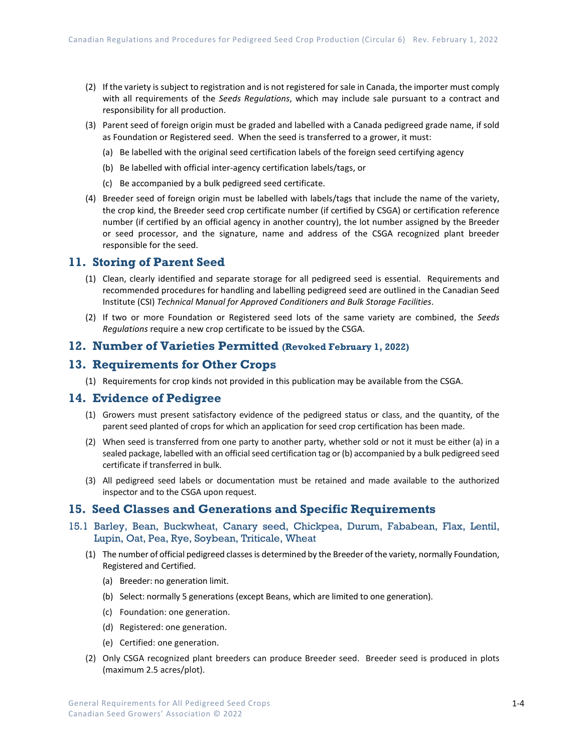(2) If the variety is subject to registration and is not registered for sale in Canada, the importer must comply with all requirements of the *Seeds Regulations*, which may include sale pursuant to a contract and responsibility for all production.

(3) Parent seed of foreign origin must be graded and labelled with a Canada pedigreed grade name, if sold as Foundation or Registered seed. When the seed is transferred to a grower, it must:

   (a) Be labelled with the original seed certification labels of the foreign seed certifying agency

   (b) Be labelled with official inter-agency certification labels/tags, or

   (c) Be accompanied by a bulk pedigreed seed certificate.

(4) Breeder seed of foreign origin must be labelled with labels/tags that include the name of the variety, the crop kind, the Breeder seed crop certificate number (if certified by CSGA) or certification reference number (if certified by an official agency in another country), the lot number assigned by the Breeder or seed processor, and the signature, name and address of the CSGA recognized plant breeder responsible for the seed.

## 11. Storing of Parent Seed

(1) Clean, clearly identified and separate storage for all pedigreed seed is essential. Requirements and recommended procedures for handling and labelling pedigreed seed are outlined in the Canadian Seed Institute (CSI) *Technical Manual for Approved Conditioners and Bulk Storage Facilities*.

(2) If two or more Foundation or Registered seed lots of the same variety are combined, the *Seeds Regulations* require a new crop certificate to be issued by the CSGA.

## 12. Number of Varieties Permitted (Revoked February 1, 2022)

## 13. Requirements for Other Crops

(1) Requirements for crop kinds not provided in this publication may be available from the CSGA.

## 14. Evidence of Pedigree

(1) Growers must present satisfactory evidence of the pedigreed status or class, and the quantity, of the parent seed planted of crops for which an application for seed crop certification has been made.

(2) When seed is transferred from one party to another party, whether sold or not it must be either (a) in a sealed package, labelled with an official seed certification tag or (b) accompanied by a bulk pedigreed seed certificate if transferred in bulk.

(3) All pedigreed seed labels or documentation must be retained and made available to the authorized inspector and to the CSGA upon request.

## 15. Seed Classes and Generations and Specific Requirements

### 15.1 Barley, Bean, Buckwheat, Canary seed, Chickpea, Durum, Fababean, Flax, Lentil, Lupin, Oat, Pea, Rye, Soybean, Triticale, Wheat

(1) The number of official pedigreed classes is determined by the Breeder of the variety, normally Foundation, Registered and Certified.

   (a) Breeder: no generation limit.

   (b) Select: normally 5 generations (except Beans, which are limited to one generation).

   (c) Foundation: one generation.

   (d) Registered: one generation.

   (e) Certified: one generation.

(2) Only CSGA recognized plant breeders can produce Breeder seed. Breeder seed is produced in plots (maximum 2.5 acres/plot).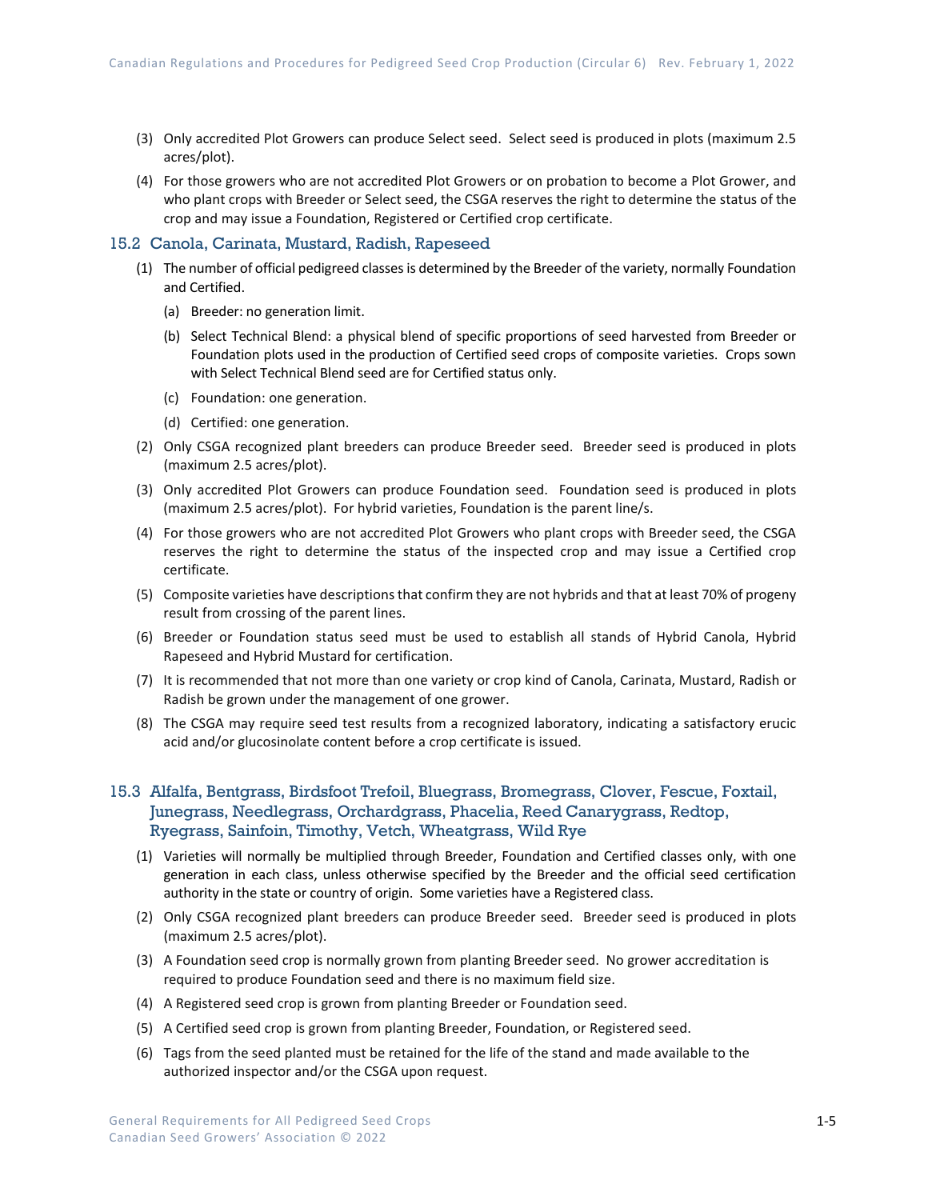(3) Only accredited Plot Growers can produce Select seed. Select seed is produced in plots (maximum 2.5 acres/plot).

(4) For those growers who are not accredited Plot Growers or on probation to become a Plot Grower, and who plant crops with Breeder or Select seed, the CSGA reserves the right to determine the status of the crop and may issue a Foundation, Registered or Certified crop certificate.

## 15.2 Canola, Carinata, Mustard, Radish, Rapeseed

(1) The number of official pedigreed classes is determined by the Breeder of the variety, normally Foundation and Certified.

  (a) Breeder: no generation limit.

  (b) Select Technical Blend: a physical blend of specific proportions of seed harvested from Breeder or Foundation plots used in the production of Certified seed crops of composite varieties. Crops sown with Select Technical Blend seed are for Certified status only.

  (c) Foundation: one generation.

  (d) Certified: one generation.

(2) Only CSGA recognized plant breeders can produce Breeder seed. Breeder seed is produced in plots (maximum 2.5 acres/plot).

(3) Only accredited Plot Growers can produce Foundation seed. Foundation seed is produced in plots (maximum 2.5 acres/plot). For hybrid varieties, Foundation is the parent line/s.

(4) For those growers who are not accredited Plot Growers who plant crops with Breeder seed, the CSGA reserves the right to determine the status of the inspected crop and may issue a Certified crop certificate.

(5) Composite varieties have descriptions that confirm they are not hybrids and that at least 70% of progeny result from crossing of the parent lines.

(6) Breeder or Foundation status seed must be used to establish all stands of Hybrid Canola, Hybrid Rapeseed and Hybrid Mustard for certification.

(7) It is recommended that not more than one variety or crop kind of Canola, Carinata, Mustard, Radish or Radish be grown under the management of one grower.

(8) The CSGA may require seed test results from a recognized laboratory, indicating a satisfactory erucic acid and/or glucosinolate content before a crop certificate is issued.

## 15.3 Alfalfa, Bentgrass, Birdsfoot Trefoil, Bluegrass, Bromegrass, Clover, Fescue, Foxtail, Junegrass, Needlegrass, Orchardgrass, Phacelia, Reed Canarygrass, Redtop, Ryegrass, Sainfoin, Timothy, Vetch, Wheatgrass, Wild Rye

(1) Varieties will normally be multiplied through Breeder, Foundation and Certified classes only, with one generation in each class, unless otherwise specified by the Breeder and the official seed certification authority in the state or country of origin. Some varieties have a Registered class.

(2) Only CSGA recognized plant breeders can produce Breeder seed. Breeder seed is produced in plots (maximum 2.5 acres/plot).

(3) A Foundation seed crop is normally grown from planting Breeder seed. No grower accreditation is required to produce Foundation seed and there is no maximum field size.

(4) A Registered seed crop is grown from planting Breeder or Foundation seed.

(5) A Certified seed crop is grown from planting Breeder, Foundation, or Registered seed.

(6) Tags from the seed planted must be retained for the life of the stand and made available to the authorized inspector and/or the CSGA upon request.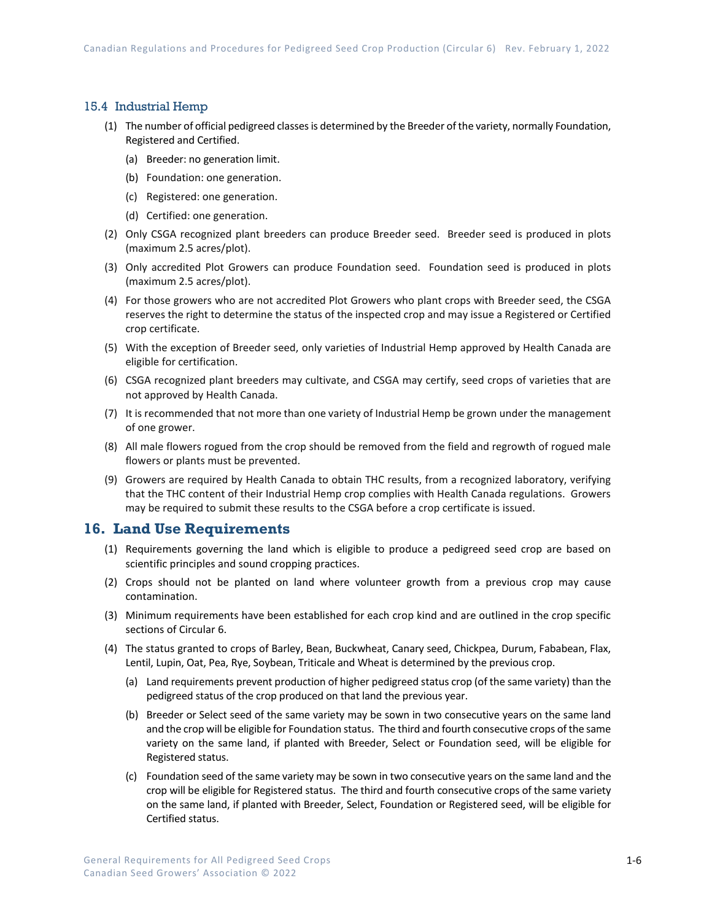### 15.4 Industrial Hemp

(1) The number of official pedigreed classes is determined by the Breeder of the variety, normally Foundation, Registered and Certified.

  (a) Breeder: no generation limit.

  (b) Foundation: one generation.

  (c) Registered: one generation.

  (d) Certified: one generation.

(2) Only CSGA recognized plant breeders can produce Breeder seed. Breeder seed is produced in plots (maximum 2.5 acres/plot).

(3) Only accredited Plot Growers can produce Foundation seed. Foundation seed is produced in plots (maximum 2.5 acres/plot).

(4) For those growers who are not accredited Plot Growers who plant crops with Breeder seed, the CSGA reserves the right to determine the status of the inspected crop and may issue a Registered or Certified crop certificate.

(5) With the exception of Breeder seed, only varieties of Industrial Hemp approved by Health Canada are eligible for certification.

(6) CSGA recognized plant breeders may cultivate, and CSGA may certify, seed crops of varieties that are not approved by Health Canada.

(7) It is recommended that not more than one variety of Industrial Hemp be grown under the management of one grower.

(8) All male flowers rogued from the crop should be removed from the field and regrowth of rogued male flowers or plants must be prevented.

(9) Growers are required by Health Canada to obtain THC results, from a recognized laboratory, verifying that the THC content of their Industrial Hemp crop complies with Health Canada regulations. Growers may be required to submit these results to the CSGA before a crop certificate is issued.

## 16. Land Use Requirements

(1) Requirements governing the land which is eligible to produce a pedigreed seed crop are based on scientific principles and sound cropping practices.

(2) Crops should not be planted on land where volunteer growth from a previous crop may cause contamination.

(3) Minimum requirements have been established for each crop kind and are outlined in the crop specific sections of Circular 6.

(4) The status granted to crops of Barley, Bean, Buckwheat, Canary seed, Chickpea, Durum, Fababean, Flax, Lentil, Lupin, Oat, Pea, Rye, Soybean, Triticale and Wheat is determined by the previous crop.

  (a) Land requirements prevent production of higher pedigreed status crop (of the same variety) than the pedigreed status of the crop produced on that land the previous year.

  (b) Breeder or Select seed of the same variety may be sown in two consecutive years on the same land and the crop will be eligible for Foundation status. The third and fourth consecutive crops of the same variety on the same land, if planted with Breeder, Select or Foundation seed, will be eligible for Registered status.

  (c) Foundation seed of the same variety may be sown in two consecutive years on the same land and the crop will be eligible for Registered status. The third and fourth consecutive crops of the same variety on the same land, if planted with Breeder, Select, Foundation or Registered seed, will be eligible for Certified status.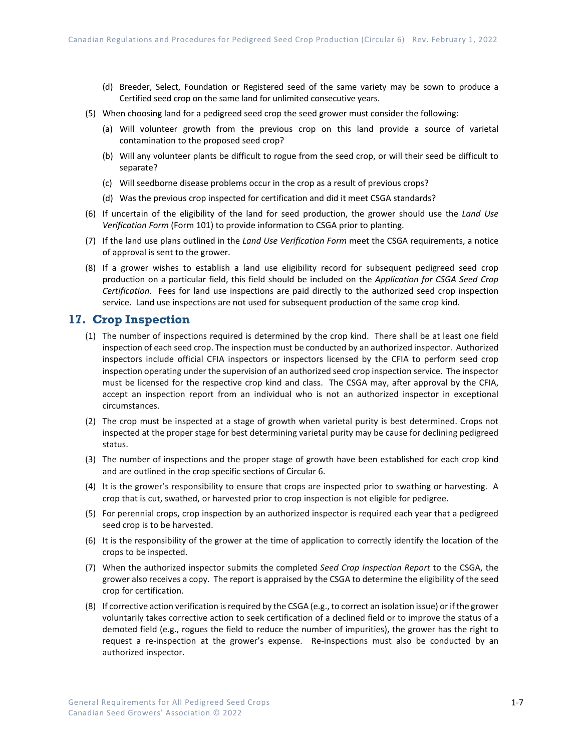(d) Breeder, Select, Foundation or Registered seed of the same variety may be sown to produce a Certified seed crop on the same land for unlimited consecutive years.

(5) When choosing land for a pedigreed seed crop the seed grower must consider the following:

(a) Will volunteer growth from the previous crop on this land provide a source of varietal contamination to the proposed seed crop?

(b) Will any volunteer plants be difficult to rogue from the seed crop, or will their seed be difficult to separate?

(c) Will seedborne disease problems occur in the crop as a result of previous crops?

(d) Was the previous crop inspected for certification and did it meet CSGA standards?

(6) If uncertain of the eligibility of the land for seed production, the grower should use the *Land Use Verification Form* (Form 101) to provide information to CSGA prior to planting.

(7) If the land use plans outlined in the *Land Use Verification Form* meet the CSGA requirements, a notice of approval is sent to the grower.

(8) If a grower wishes to establish a land use eligibility record for subsequent pedigreed seed crop production on a particular field, this field should be included on the *Application for CSGA Seed Crop Certification*. Fees for land use inspections are paid directly to the authorized seed crop inspection service. Land use inspections are not used for subsequent production of the same crop kind.

## 17. Crop Inspection

(1) The number of inspections required is determined by the crop kind. There shall be at least one field inspection of each seed crop. The inspection must be conducted by an authorized inspector. Authorized inspectors include official CFIA inspectors or inspectors licensed by the CFIA to perform seed crop inspection operating under the supervision of an authorized seed crop inspection service. The inspector must be licensed for the respective crop kind and class. The CSGA may, after approval by the CFIA, accept an inspection report from an individual who is not an authorized inspector in exceptional circumstances.

(2) The crop must be inspected at a stage of growth when varietal purity is best determined. Crops not inspected at the proper stage for best determining varietal purity may be cause for declining pedigreed status.

(3) The number of inspections and the proper stage of growth have been established for each crop kind and are outlined in the crop specific sections of Circular 6.

(4) It is the grower's responsibility to ensure that crops are inspected prior to swathing or harvesting. A crop that is cut, swathed, or harvested prior to crop inspection is not eligible for pedigree.

(5) For perennial crops, crop inspection by an authorized inspector is required each year that a pedigreed seed crop is to be harvested.

(6) It is the responsibility of the grower at the time of application to correctly identify the location of the crops to be inspected.

(7) When the authorized inspector submits the completed *Seed Crop Inspection Report* to the CSGA, the grower also receives a copy. The report is appraised by the CSGA to determine the eligibility of the seed crop for certification.

(8) If corrective action verification is required by the CSGA (e.g., to correct an isolation issue) or if the grower voluntarily takes corrective action to seek certification of a declined field or to improve the status of a demoted field (e.g., rogues the field to reduce the number of impurities), the grower has the right to request a re-inspection at the grower's expense. Re-inspections must also be conducted by an authorized inspector.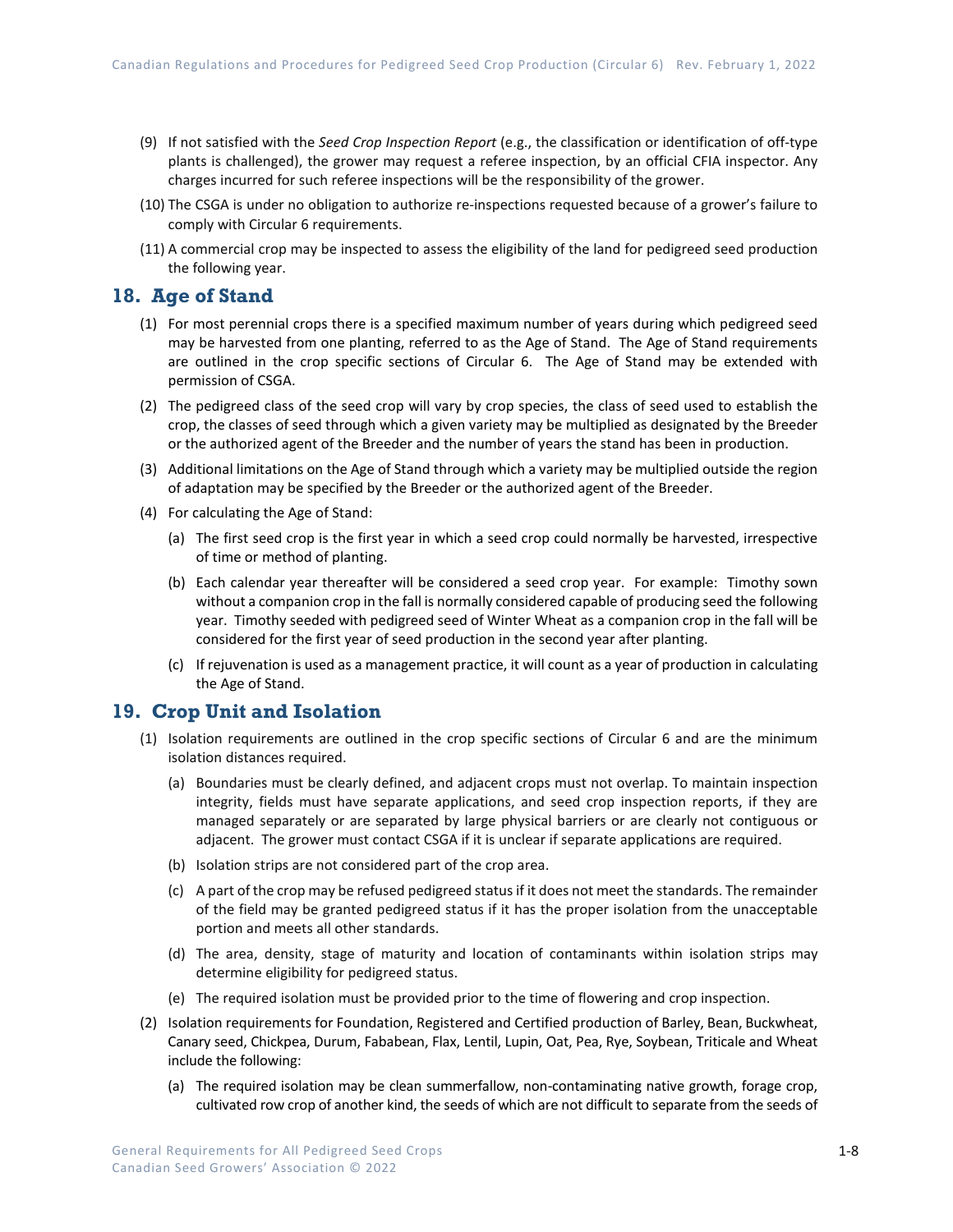(9) If not satisfied with the *Seed Crop Inspection Report* (e.g., the classification or identification of off-type plants is challenged), the grower may request a referee inspection, by an official CFIA inspector. Any charges incurred for such referee inspections will be the responsibility of the grower.

(10) The CSGA is under no obligation to authorize re-inspections requested because of a grower's failure to comply with Circular 6 requirements.

(11) A commercial crop may be inspected to assess the eligibility of the land for pedigreed seed production the following year.

## 18. Age of Stand

(1) For most perennial crops there is a specified maximum number of years during which pedigreed seed may be harvested from one planting, referred to as the Age of Stand. The Age of Stand requirements are outlined in the crop specific sections of Circular 6. The Age of Stand may be extended with permission of CSGA.

(2) The pedigreed class of the seed crop will vary by crop species, the class of seed used to establish the crop, the classes of seed through which a given variety may be multiplied as designated by the Breeder or the authorized agent of the Breeder and the number of years the stand has been in production.

(3) Additional limitations on the Age of Stand through which a variety may be multiplied outside the region of adaptation may be specified by the Breeder or the authorized agent of the Breeder.

(4) For calculating the Age of Stand:

   (a) The first seed crop is the first year in which a seed crop could normally be harvested, irrespective of time or method of planting.

   (b) Each calendar year thereafter will be considered a seed crop year. For example: Timothy sown without a companion crop in the fall is normally considered capable of producing seed the following year. Timothy seeded with pedigreed seed of Winter Wheat as a companion crop in the fall will be considered for the first year of seed production in the second year after planting.

   (c) If rejuvenation is used as a management practice, it will count as a year of production in calculating the Age of Stand.

## 19. Crop Unit and Isolation

(1) Isolation requirements are outlined in the crop specific sections of Circular 6 and are the minimum isolation distances required.

   (a) Boundaries must be clearly defined, and adjacent crops must not overlap. To maintain inspection integrity, fields must have separate applications, and seed crop inspection reports, if they are managed separately or are separated by large physical barriers or are clearly not contiguous or adjacent. The grower must contact CSGA if it is unclear if separate applications are required.

   (b) Isolation strips are not considered part of the crop area.

   (c) A part of the crop may be refused pedigreed status if it does not meet the standards. The remainder of the field may be granted pedigreed status if it has the proper isolation from the unacceptable portion and meets all other standards.

   (d) The area, density, stage of maturity and location of contaminants within isolation strips may determine eligibility for pedigreed status.

   (e) The required isolation must be provided prior to the time of flowering and crop inspection.

(2) Isolation requirements for Foundation, Registered and Certified production of Barley, Bean, Buckwheat, Canary seed, Chickpea, Durum, Fababean, Flax, Lentil, Lupin, Oat, Pea, Rye, Soybean, Triticale and Wheat include the following:

   (a) The required isolation may be clean summerfallow, non-contaminating native growth, forage crop, cultivated row crop of another kind, the seeds of which are not difficult to separate from the seeds of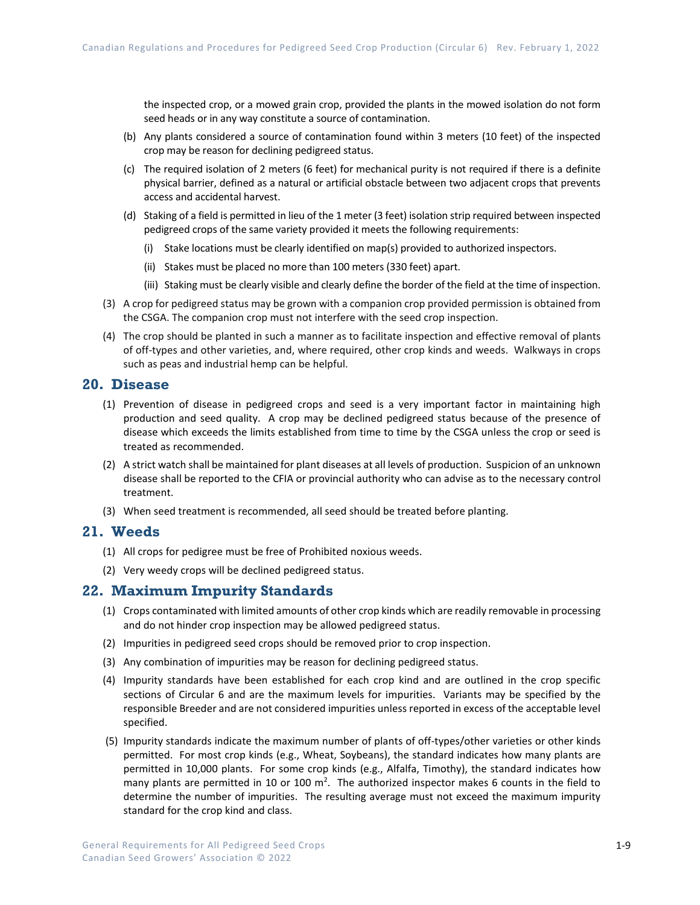the inspected crop, or a mowed grain crop, provided the plants in the mowed isolation do not form seed heads or in any way constitute a source of contamination.

(b) Any plants considered a source of contamination found within 3 meters (10 feet) of the inspected crop may be reason for declining pedigreed status.

(c) The required isolation of 2 meters (6 feet) for mechanical purity is not required if there is a definite physical barrier, defined as a natural or artificial obstacle between two adjacent crops that prevents access and accidental harvest.

(d) Staking of a field is permitted in lieu of the 1 meter (3 feet) isolation strip required between inspected pedigreed crops of the same variety provided it meets the following requirements:

(i) Stake locations must be clearly identified on map(s) provided to authorized inspectors.

(ii) Stakes must be placed no more than 100 meters (330 feet) apart.

(iii) Staking must be clearly visible and clearly define the border of the field at the time of inspection.

(3) A crop for pedigreed status may be grown with a companion crop provided permission is obtained from the CSGA. The companion crop must not interfere with the seed crop inspection.

(4) The crop should be planted in such a manner as to facilitate inspection and effective removal of plants of off-types and other varieties, and, where required, other crop kinds and weeds. Walkways in crops such as peas and industrial hemp can be helpful.

## 20. Disease

(1) Prevention of disease in pedigreed crops and seed is a very important factor in maintaining high production and seed quality. A crop may be declined pedigreed status because of the presence of disease which exceeds the limits established from time to time by the CSGA unless the crop or seed is treated as recommended.

(2) A strict watch shall be maintained for plant diseases at all levels of production. Suspicion of an unknown disease shall be reported to the CFIA or provincial authority who can advise as to the necessary control treatment.

(3) When seed treatment is recommended, all seed should be treated before planting.

## 21. Weeds

(1) All crops for pedigree must be free of Prohibited noxious weeds.

(2) Very weedy crops will be declined pedigreed status.

## 22. Maximum Impurity Standards

(1) Crops contaminated with limited amounts of other crop kinds which are readily removable in processing and do not hinder crop inspection may be allowed pedigreed status.

(2) Impurities in pedigreed seed crops should be removed prior to crop inspection.

(3) Any combination of impurities may be reason for declining pedigreed status.

(4) Impurity standards have been established for each crop kind and are outlined in the crop specific sections of Circular 6 and are the maximum levels for impurities. Variants may be specified by the responsible Breeder and are not considered impurities unless reported in excess of the acceptable level specified.

(5) Impurity standards indicate the maximum number of plants of off-types/other varieties or other kinds permitted. For most crop kinds (e.g., Wheat, Soybeans), the standard indicates how many plants are permitted in 10,000 plants. For some crop kinds (e.g., Alfalfa, Timothy), the standard indicates how many plants are permitted in 10 or 100 $m^2$. The authorized inspector makes 6 counts in the field to determine the number of impurities. The resulting average must not exceed the maximum impurity standard for the crop kind and class.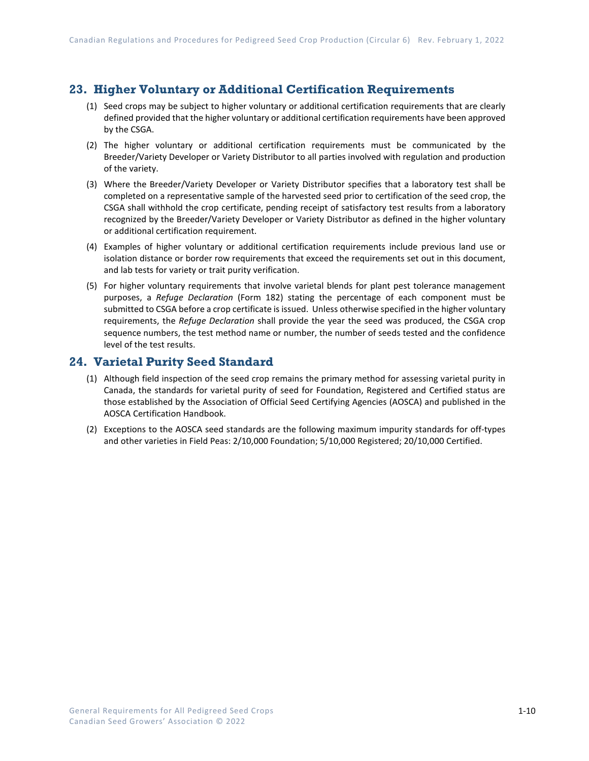## 23. Higher Voluntary or Additional Certification Requirements

(1) Seed crops may be subject to higher voluntary or additional certification requirements that are clearly defined provided that the higher voluntary or additional certification requirements have been approved by the CSGA.

(2) The higher voluntary or additional certification requirements must be communicated by the Breeder/Variety Developer or Variety Distributor to all parties involved with regulation and production of the variety.

(3) Where the Breeder/Variety Developer or Variety Distributor specifies that a laboratory test shall be completed on a representative sample of the harvested seed prior to certification of the seed crop, the CSGA shall withhold the crop certificate, pending receipt of satisfactory test results from a laboratory recognized by the Breeder/Variety Developer or Variety Distributor as defined in the higher voluntary or additional certification requirement.

(4) Examples of higher voluntary or additional certification requirements include previous land use or isolation distance or border row requirements that exceed the requirements set out in this document, and lab tests for variety or trait purity verification.

(5) For higher voluntary requirements that involve varietal blends for plant pest tolerance management purposes, a *Refuge Declaration* (Form 182) stating the percentage of each component must be submitted to CSGA before a crop certificate is issued. Unless otherwise specified in the higher voluntary requirements, the *Refuge Declaration* shall provide the year the seed was produced, the CSGA crop sequence numbers, the test method name or number, the number of seeds tested and the confidence level of the test results.

## 24. Varietal Purity Seed Standard

(1) Although field inspection of the seed crop remains the primary method for assessing varietal purity in Canada, the standards for varietal purity of seed for Foundation, Registered and Certified status are those established by the Association of Official Seed Certifying Agencies (AOSCA) and published in the AOSCA Certification Handbook.

(2) Exceptions to the AOSCA seed standards are the following maximum impurity standards for off-types and other varieties in Field Peas: 2/10,000 Foundation; 5/10,000 Registered; 20/10,000 Certified.